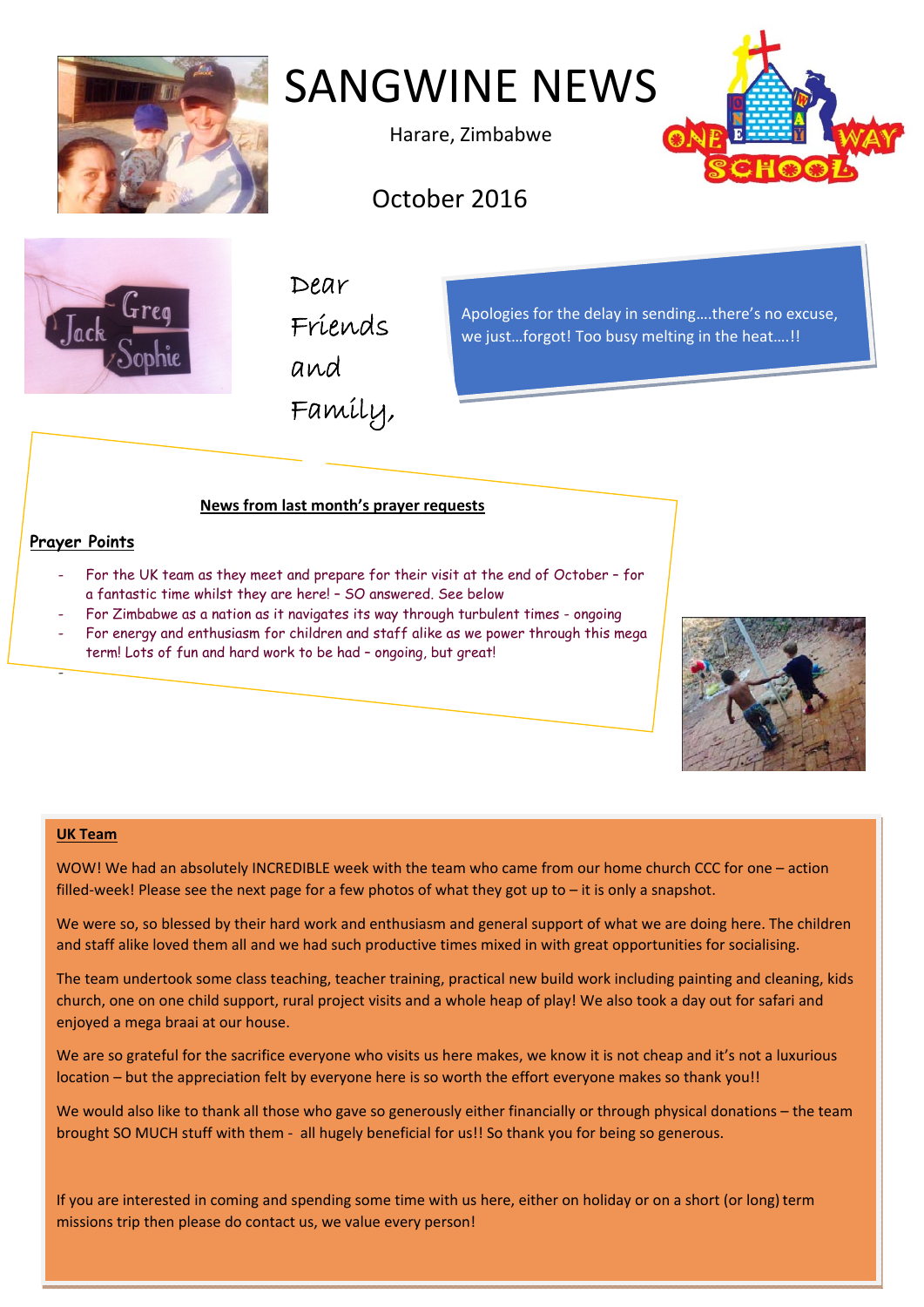# SANGWINE NEWS

Harare, Zimbabwe

October 2016

Dear Friends and Family,

Apologies for the delay in sending….there's no excuse, we just…forgot! Too busy melting in the heat….!!

**News from last month's prayer requests**

**Prayer Points**

- For the UK team as they meet and prepare for their visit at the end of October – for a fantastic time whilst they are here! – SO answered. See below
- For Zimbabwe as a nation as it navigates its way through turbulent times - ongoing
- For energy and enthusiasm for children and staff alike as we power through this mega term! Lots of fun and hard work to be had – ongoing, but great!
-

**UK Team**

WOW! We had an absolutely INCREDIBLE week with the team who came from our home church CCC for one – action filled-week! Please see the next page for a few photos of what they got up to – it is only a snapshot.

We were so, so blessed by their hard work and enthusiasm and general support of what we are doing here. The children and staff alike loved them all and we had such productive times mixed in with great opportunities for socialising.

The team undertook some class teaching, teacher training, practical new build work including painting and cleaning, kids church, one on one child support, rural project visits and a whole heap of play! We also took a day out for safari and enjoyed a mega braai at our house.

We are so grateful for the sacrifice everyone who visits us here makes, we know it is not cheap and it's not a luxurious location – but the appreciation felt by everyone here is so worth the effort everyone makes so thank you!!

We would also like to thank all those who gave so generously either financially or through physical donations – the team brought SO MUCH stuff with them - all hugely beneficial for us!! So thank you for being so generous.

If you are interested in coming and spending some time with us here, either on holiday or on a short (or long) term missions trip then please do contact us, we value every person!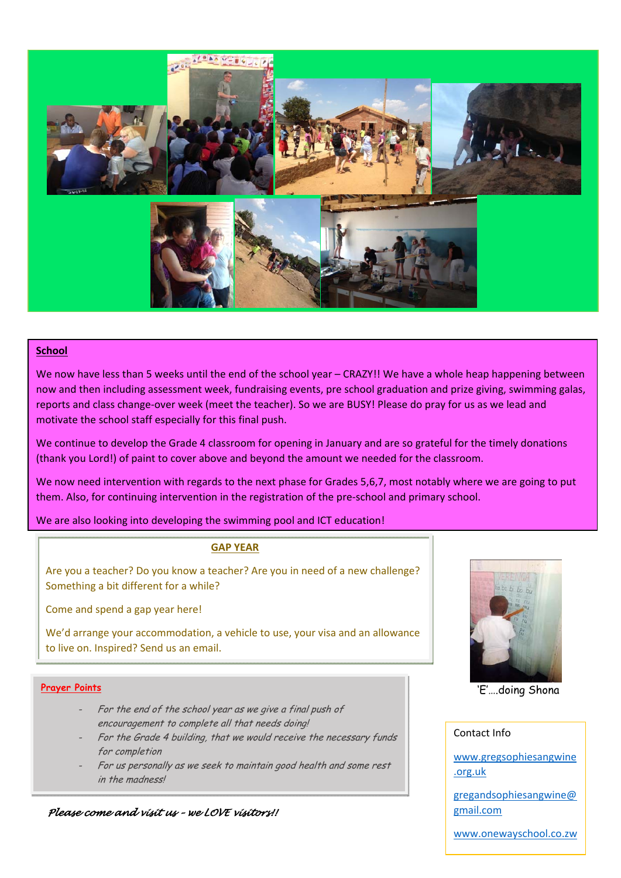## School

We now have less than 5 weeks until the end of the school year – CRAZY!! We have a whole heap happening between now and then including assessment week, fundraising events, pre school graduation and prize giving, swimming galas, reports and class change-over week (meet the teacher). So we are BUSY! Please do pray for us as we lead and motivate the school staff especially for this final push.

We continue to develop the Grade 4 classroom for opening in January and are so grateful for the timely donations (thank you Lord!) of paint to cover above and beyond the amount we needed for the classroom.

We now need intervention with regards to the next phase for Grades 5,6,7, most notably where we are going to put them. Also, for continuing intervention in the registration of the pre-school and primary school.

We are also looking into developing the swimming pool and ICT education!

## GAP YEAR

Are you a teacher? Do you know a teacher? Are you in need of a new challenge? Something a bit different for a while?

Come and spend a gap year here!

We'd arrange your accommodation, a vehicle to use, your visa and an allowance to live on. Inspired? Send us an email.

'E'….doing Shona

## Prayer Points

- *For the end of the school year as we give a final push of encouragement to complete all that needs doing!*
- *For the Grade 4 building, that we would receive the necessary funds for completion*
- *For us personally as we seek to maintain good health and some rest in the madness!*

*Please come and visit us – we LOVE visitors!!*

**Contact Info**

www.gregsophiesangwine.org.uk

gregandsophiesangwine@gmail.com

www.onewayschool.co.zw